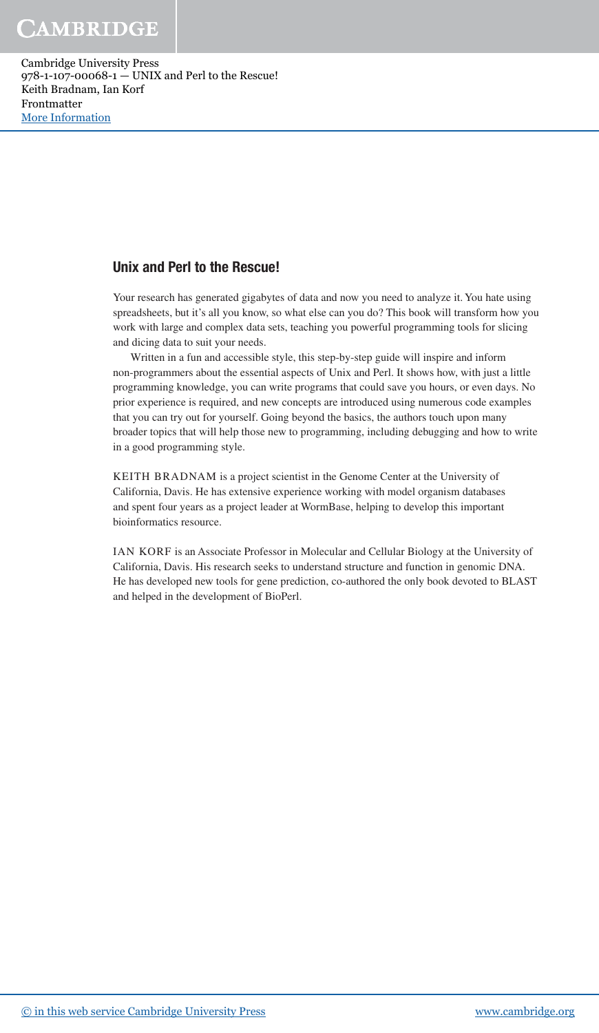## Unix and Perl to the Rescue!

Your research has generated gigabytes of data and now you need to analyze it. You hate using spreadsheets, but it's all you know, so what else can you do? This book will transform how you work with large and complex data sets, teaching you powerful programming tools for slicing and dicing data to suit your needs.

Written in a fun and accessible style, this step-by-step guide will inspire and inform non-programmers about the essential aspects of Unix and Perl. It shows how, with just a little programming knowledge, you can write programs that could save you hours, or even days. No prior experience is required, and new concepts are introduced using numerous code examples that you can try out for yourself. Going beyond the basics, the authors touch upon many broader topics that will help those new to programming, including debugging and how to write in a good programming style.

KEITH BRADNAM is a project scientist in the Genome Center at the University of California, Davis. He has extensive experience working with model organism databases and spent four years as a project leader at WormBase, helping to develop this important bioinformatics resource.

IAN KORF is an Associate Professor in Molecular and Cellular Biology at the University of California, Davis. His research seeks to understand structure and function in genomic DNA. He has developed new tools for gene prediction, co-authored the only book devoted to BLAST and helped in the development of BioPerl.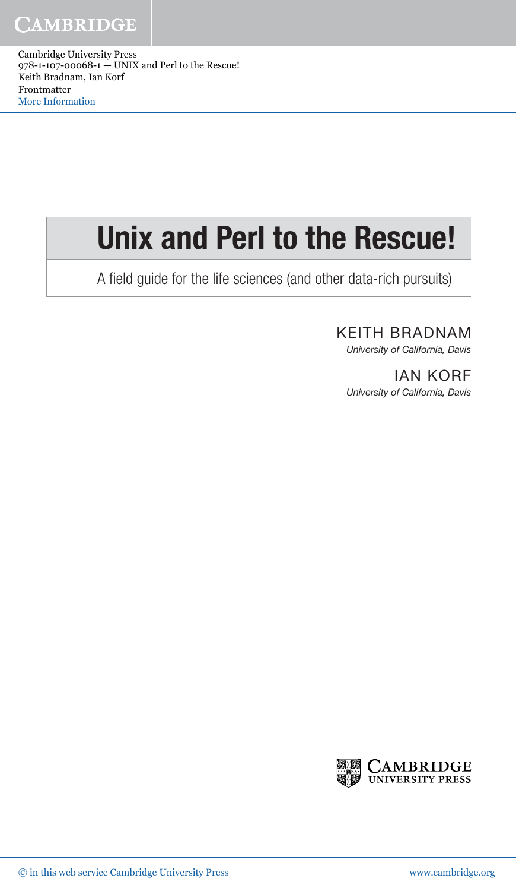# Unix and Perl to the Rescue!

A field guide for the life sciences (and other data-rich pursuits)

KEITH BRADNAM

*University of California, Davis*

IAN KORF

*University of California, Davis*

CAMBRIDGE UNIVERSITY PRESS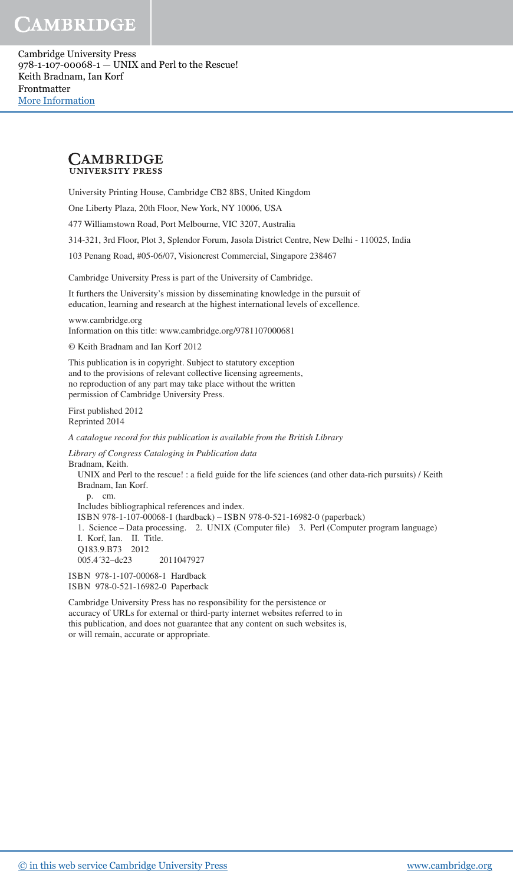# CAMBRIDGE
UNIVERSITY PRESS

University Printing House, Cambridge CB2 8BS, United Kingdom

One Liberty Plaza, 20th Floor, New York, NY 10006, USA

477 Williamstown Road, Port Melbourne, VIC 3207, Australia

314-321, 3rd Floor, Plot 3, Splendor Forum, Jasola District Centre, New Delhi - 110025, India

103 Penang Road, #05-06/07, Visioncrest Commercial, Singapore 238467

Cambridge University Press is part of the University of Cambridge.

It furthers the University's mission by disseminating knowledge in the pursuit of education, learning and research at the highest international levels of excellence.

www.cambridge.org
Information on this title: www.cambridge.org/9781107000681

© Keith Bradnam and Ian Korf 2012

This publication is in copyright. Subject to statutory exception and to the provisions of relevant collective licensing agreements, no reproduction of any part may take place without the written permission of Cambridge University Press.

First published 2012
Reprinted 2014

*A catalogue record for this publication is available from the British Library*

*Library of Congress Cataloging in Publication data*
Bradnam, Keith.
UNIX and Perl to the rescue! : a field guide for the life sciences (and other data-rich pursuits) / Keith Bradnam, Ian Korf.
p. cm.
Includes bibliographical references and index.
ISBN 978-1-107-00068-1 (hardback) – ISBN 978-0-521-16982-0 (paperback)
1. Science – Data processing. 2. UNIX (Computer file) 3. Perl (Computer program language)
I. Korf, Ian. II. Title.
Q183.9.B73 2012
005.4´32–dc23 2011047927

ISBN 978-1-107-00068-1 Hardback
ISBN 978-0-521-16982-0 Paperback

Cambridge University Press has no responsibility for the persistence or accuracy of URLs for external or third-party internet websites referred to in this publication, and does not guarantee that any content on such websites is, or will remain, accurate or appropriate.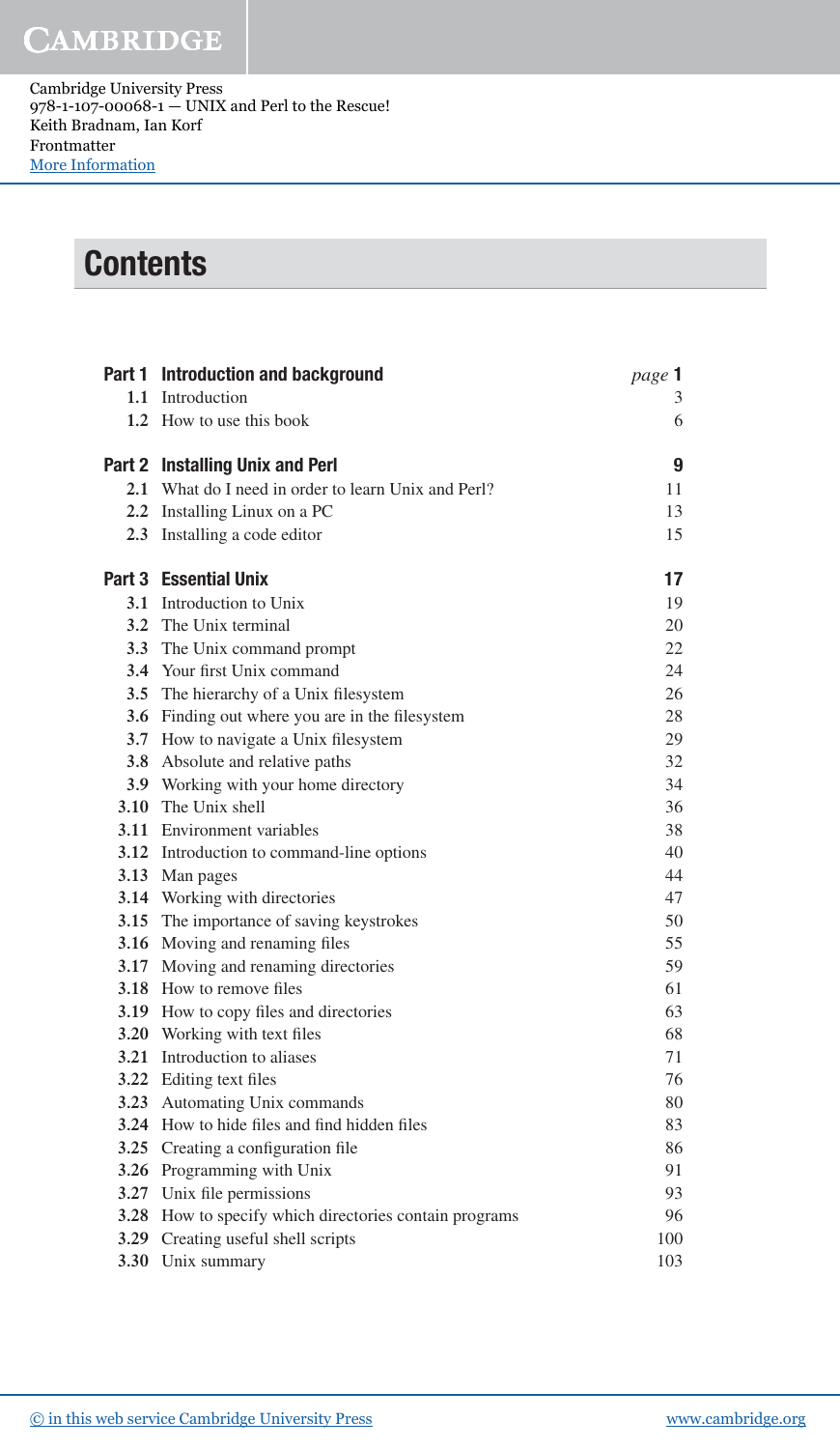# Contents

| | | |
|---|---|---|
| **Part 1** | **Introduction and background** | *page* **1** |
| **1.1** | Introduction | 3 |
| **1.2** | How to use this book | 6 |
| **Part 2** | **Installing Unix and Perl** | **9** |
| **2.1** | What do I need in order to learn Unix and Perl? | 11 |
| **2.2** | Installing Linux on a PC | 13 |
| **2.3** | Installing a code editor | 15 |
| **Part 3** | **Essential Unix** | **17** |
| **3.1** | Introduction to Unix | 19 |
| **3.2** | The Unix terminal | 20 |
| **3.3** | The Unix command prompt | 22 |
| **3.4** | Your first Unix command | 24 |
| **3.5** | The hierarchy of a Unix filesystem | 26 |
| **3.6** | Finding out where you are in the filesystem | 28 |
| **3.7** | How to navigate a Unix filesystem | 29 |
| **3.8** | Absolute and relative paths | 32 |
| **3.9** | Working with your home directory | 34 |
| **3.10** | The Unix shell | 36 |
| **3.11** | Environment variables | 38 |
| **3.12** | Introduction to command-line options | 40 |
| **3.13** | Man pages | 44 |
| **3.14** | Working with directories | 47 |
| **3.15** | The importance of saving keystrokes | 50 |
| **3.16** | Moving and renaming files | 55 |
| **3.17** | Moving and renaming directories | 59 |
| **3.18** | How to remove files | 61 |
| **3.19** | How to copy files and directories | 63 |
| **3.20** | Working with text files | 68 |
| **3.21** | Introduction to aliases | 71 |
| **3.22** | Editing text files | 76 |
| **3.23** | Automating Unix commands | 80 |
| **3.24** | How to hide files and find hidden files | 83 |
| **3.25** | Creating a configuration file | 86 |
| **3.26** | Programming with Unix | 91 |
| **3.27** | Unix file permissions | 93 |
| **3.28** | How to specify which directories contain programs | 96 |
| **3.29** | Creating useful shell scripts | 100 |
| **3.30** | Unix summary | 103 |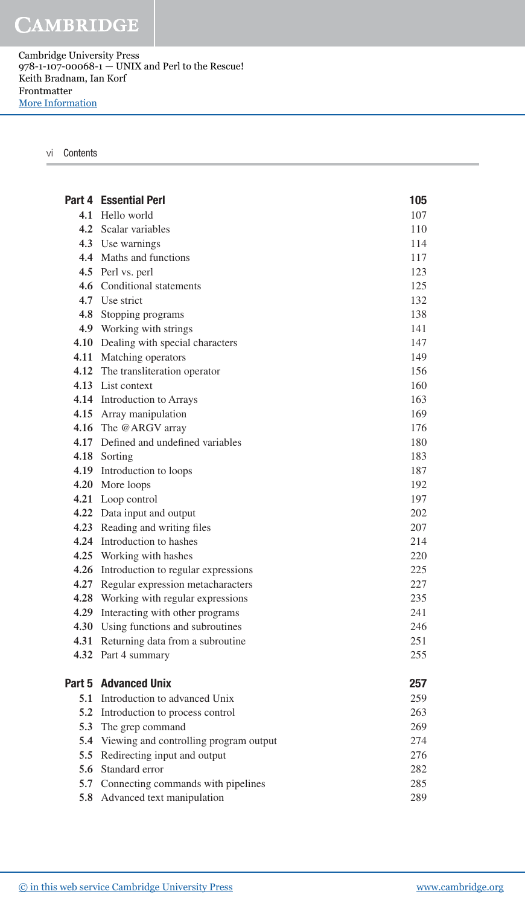| | | |
|---|---|---|
| **Part 4** | **Essential Perl** | **105** |
| **4.1** | Hello world | 107 |
| **4.2** | Scalar variables | 110 |
| **4.3** | Use warnings | 114 |
| **4.4** | Maths and functions | 117 |
| **4.5** | Perl vs. perl | 123 |
| **4.6** | Conditional statements | 125 |
| **4.7** | Use strict | 132 |
| **4.8** | Stopping programs | 138 |
| **4.9** | Working with strings | 141 |
| **4.10** | Dealing with special characters | 147 |
| **4.11** | Matching operators | 149 |
| **4.12** | The transliteration operator | 156 |
| **4.13** | List context | 160 |
| **4.14** | Introduction to Arrays | 163 |
| **4.15** | Array manipulation | 169 |
| **4.16** | The @ARGV array | 176 |
| **4.17** | Defined and undefined variables | 180 |
| **4.18** | Sorting | 183 |
| **4.19** | Introduction to loops | 187 |
| **4.20** | More loops | 192 |
| **4.21** | Loop control | 197 |
| **4.22** | Data input and output | 202 |
| **4.23** | Reading and writing files | 207 |
| **4.24** | Introduction to hashes | 214 |
| **4.25** | Working with hashes | 220 |
| **4.26** | Introduction to regular expressions | 225 |
| **4.27** | Regular expression metacharacters | 227 |
| **4.28** | Working with regular expressions | 235 |
| **4.29** | Interacting with other programs | 241 |
| **4.30** | Using functions and subroutines | 246 |
| **4.31** | Returning data from a subroutine | 251 |
| **4.32** | Part 4 summary | 255 |
| **Part 5** | **Advanced Unix** | **257** |
| **5.1** | Introduction to advanced Unix | 259 |
| **5.2** | Introduction to process control | 263 |
| **5.3** | The grep command | 269 |
| **5.4** | Viewing and controlling program output | 274 |
| **5.5** | Redirecting input and output | 276 |
| **5.6** | Standard error | 282 |
| **5.7** | Connecting commands with pipelines | 285 |
| **5.8** | Advanced text manipulation | 289 |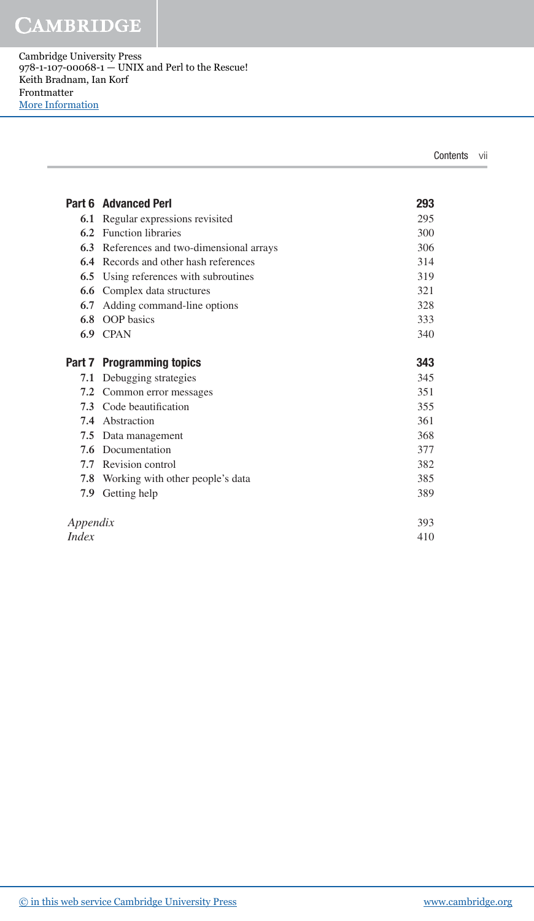| | | |
|---|---|---|
| **Part 6** | **Advanced Perl** | **293** |
| **6.1** | Regular expressions revisited | 295 |
| **6.2** | Function libraries | 300 |
| **6.3** | References and two-dimensional arrays | 306 |
| **6.4** | Records and other hash references | 314 |
| **6.5** | Using references with subroutines | 319 |
| **6.6** | Complex data structures | 321 |
| **6.7** | Adding command-line options | 328 |
| **6.8** | OOP basics | 333 |
| **6.9** | CPAN | 340 |
| **Part 7** | **Programming topics** | **343** |
| **7.1** | Debugging strategies | 345 |
| **7.2** | Common error messages | 351 |
| **7.3** | Code beautification | 355 |
| **7.4** | Abstraction | 361 |
| **7.5** | Data management | 368 |
| **7.6** | Documentation | 377 |
| **7.7** | Revision control | 382 |
| **7.8** | Working with other people's data | 385 |
| **7.9** | Getting help | 389 |
| *Appendix* | | 393 |
| *Index* | | 410 |